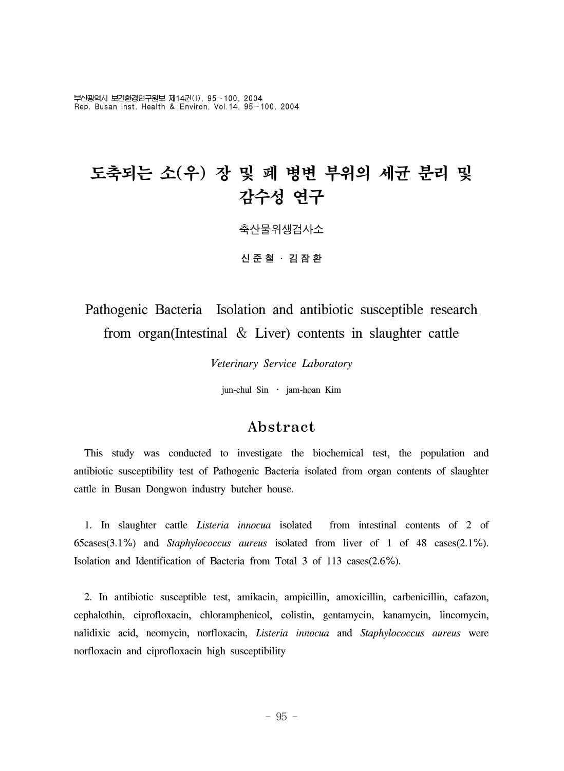# 도축되는 소(우) 장 및 폐 병변 부위의 세균 분리 및 감수성 연구

축산물위생검사소

**신 준 철 · 김 잠 환**

## Pathogenic Bacteria Isolation and antibiotic susceptible research from organ(Intestinal & Liver) contents in slaughter cattle

*Veterinary Service Laboratory*

jun-chul Sin · jam-hoan Kim

## Abstract

This study was conducted to investigate the biochemical test, the population and antibiotic susceptibility test of Pathogenic Bacteria isolated from organ contents of slaughter cattle in Busan Dongwon industry butcher house.

1. In slaughter cattle *Listeria innocua* isolated from intestinal contents of 2 of 65cases(3.1%) and *Staphylococcus aureus* isolated from liver of 1 of 48 cases(2.1%). Isolation and Identification of Bacteria from Total 3 of 113 cases(2.6%).

2. In antibiotic susceptible test, amikacin, ampicillin, amoxicillin, carbenicillin, cafazon, cephalothin, ciprofloxacin, chloramphenicol, colistin, gentamycin, kanamycin, lincomycin, nalidixic acid, neomycin, norfloxacin, *Listeria innocua* and *Staphylococcus aureus* were norfloxacin and ciprofloxacin high susceptibility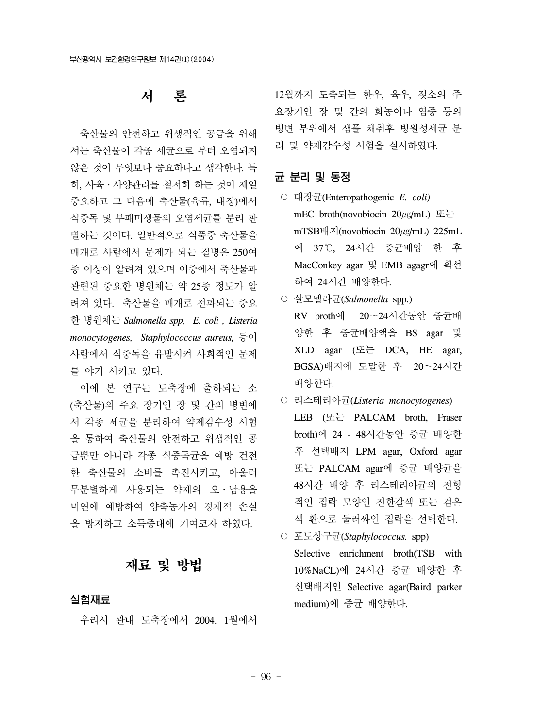# 서 론

축산물의 안전하고 위생적인 공급을 위해서는 축산물이 각종 세균으로 부터 오염되지 않은 것이 무엇보다 중요하다고 생각한다. 특히, 사육・사양관리를 철저히 하는 것이 제일 중요하고 그 다음에 축산물(육류, 내장)에서 식중독 및 부패미생물의 오염세균를 분리 판별하는 것이다. 일반적으로 식품중 축산물을 매개로 사람에서 문제가 되는 질병은 250여종 이상이 알려져 있으며 이중에서 축산물과 관련된 중요한 병원체는 약 25종 정도가 알려져 있다. 축산물을 매개로 전파되는 중요한 병원체는 *Salmonella spp, E. coli , Listeria monocytogenes, Staphylococcus aureus,* 등이 사람에서 식중독을 유발시켜 사회적인 문제를 야기 시키고 있다.

이에 본 연구는 도축장에 출하되는 소(축산물)의 주요 장기인 장 및 간의 병변에서 각종 세균을 분리하여 약제감수성 시험을 통하여 축산물의 안전하고 위생적인 공급뿐만 아니라 각종 식중독균을 예방 건전한 축산물의 소비를 촉진시키고, 아울러 무분별하게 사용되는 약제의 오・남용을 미연에 예방하여 양축농가의 경제적 손실을 방지하고 소득증대에 기여코자 하였다.

# 재료 및 방법

## 실험재료

우리시 관내 도축장에서 2004. 1월에서 12월까지 도축되는 한우, 육우, 젖소의 주요장기인 장 및 간의 화농이나 염증 등의 병변 부위에서 샘플 채취후 병원성세균 분리 및 약제감수성 시험을 실시하였다.

## 균 분리 및 동정

- 대장균(Enteropathogenic *E. coli)*
  mEC broth(novobiocin 20㎍/mL) 또는 mTSB배지(novobiocin 20㎍/mL) 225mL에 37℃, 24시간 증균배양 한 후 MacConkey agar 및 EMB agagr에 획선하여 24시간 배양한다.
- 살모넬라균(*Salmonella* spp.)
  RV broth에 20~24시간동안 증균배양한 후 증균배양액을 BS agar 및 XLD agar (또는 DCA, HE agar, BGSA)배지에 도말한 후 20~24시간 배양한다.
- 리스테리아균(*Listeria monocytogenes*)
  LEB (또는 PALCAM broth, Fraser broth)에 24 - 48시간동안 증균 배양한 후 선택배지 LPM agar, Oxford agar 또는 PALCAM agar에 증균 배양균을 48시간 배양 후 리스테리아균의 전형적인 집락 모양인 진한갈색 또는 검은색 환으로 둘러싸인 집락을 선택한다.
- 포도상구균(*Staphylococcus.* spp)
  Selective enrichment broth(TSB with 10%NaCL)에 24시간 증균 배양한 후 선택배지인 Selective agar(Baird parker medium)에 증균 배양한다.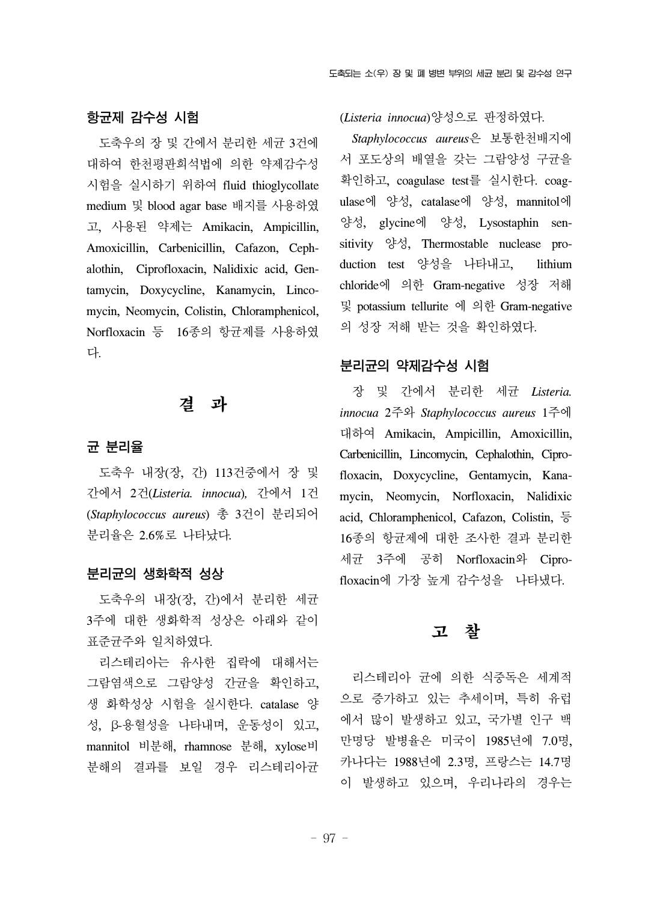### 항균제 감수성 시험

도축우의 장 및 간에서 분리한 세균 3건에 대하여 한천평판희석법에 의한 약제감수성 시험을 실시하기 위하여 fluid thioglycollate medium 및 blood agar base 배지를 사용하였고, 사용된 약제는 Amikacin, Ampicillin, Amoxicillin, Carbenicillin, Cafazon, Cephalothin, Ciprofloxacin, Nalidixic acid, Gentamycin, Doxycycline, Kanamycin, Lincomycin, Neomycin, Colistin, Chloramphenicol, Norfloxacin 등 16종의 항균제를 사용하였다.

## 결 과

### 균 분리율

도축우 내장(장, 간) 113건중에서 장 및 간에서 2건(*Listeria. innocua*), 간에서 1건(*Staphylococcus aureus*) 총 3건이 분리되어 분리율은 2.6%로 나타났다.

### 분리균의 생화학적 성상

도축우의 내장(장, 간)에서 분리한 세균 3주에 대한 생화학적 성상은 아래와 같이 표준균주와 일치하였다.

리스테리아는 유사한 집락에 대해서는 그람염색으로 그람양성 간균을 확인하고, 생 화학성상 시험을 실시한다. catalase 양성, β-용혈성을 나타내며, 운동성이 있고, mannitol 비분해, rhamnose 분해, xylose비분해의 결과를 보일 경우 리스테리아균(*Listeria innocua*)양성으로 판정하였다.

*Staphylococcus aureus*은 보통한천배지에서 포도상의 배열을 갖는 그람양성 구균을 확인하고, coagulase test를 실시한다. coagulase에 양성, catalase에 양성, mannitol에 양성, glycine에 양성, Lysostaphin sensitivity 양성, Thermostable nuclease production test 양성을 나타내고, lithium chloride에 의한 Gram-negative 성장 저해 및 potassium tellurite 에 의한 Gram-negative의 성장 저해 받는 것을 확인하였다.

### 분리균의 약제감수성 시험

장 및 간에서 분리한 세균 *Listeria. innocua* 2주와 *Staphylococcus aureus* 1주에 대하여 Amikacin, Ampicillin, Amoxicillin, Carbenicillin, Lincomycin, Cephalothin, Ciprofloxacin, Doxycycline, Gentamycin, Kanamycin, Neomycin, Norfloxacin, Nalidixic acid, Chloramphenicol, Cafazon, Colistin, 등 16종의 항균제에 대한 조사한 결과 분리한 세균 3주에 공히 Norfloxacin와 Ciprofloxacin에 가장 높게 감수성을 나타냈다.

## 고 찰

리스테리아 균에 의한 식중독은 세계적으로 증가하고 있는 추세이며, 특히 유럽에서 많이 발생하고 있고, 국가별 인구 백만명당 발병율은 미국이 1985년에 7.0명, 카나다는 1988년에 2.3명, 프랑스는 14.7명이 발생하고 있으며, 우리나라의 경우는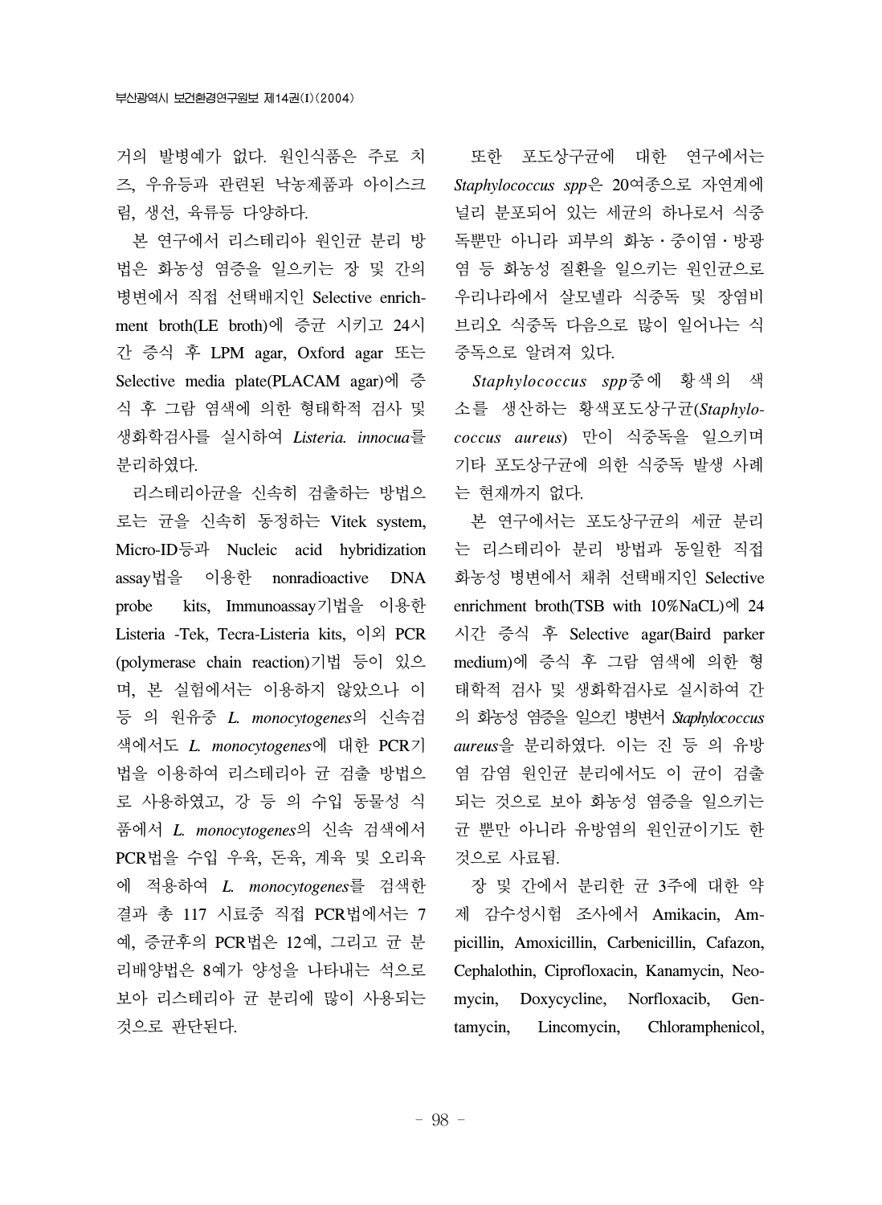거의 발병예가 없다. 원인식품은 주로 치즈, 우유등과 관련된 낙농제품과 아이스크림, 생선, 육류등 다양하다.

본 연구에서 리스테리아 원인균 분리 방법은 화농성 염증을 일으키는 장 및 간의 병변에서 직접 선택배지인 Selective enrichment broth(LE broth)에 증균 시키고 24시간 증식 후 LPM agar, Oxford agar 또는 Selective media plate(PLACAM agar)에 증식 후 그람 염색에 의한 형태학적 검사 및 생화학검사를 실시하여 *Listeria. innocua*를 분리하였다.

리스테리아균을 신속히 검출하는 방법으로는 균을 신속히 동정하는 Vitek system, Micro-ID등과 Nucleic acid hybridization assay법을 이용한 nonradioactive DNA probe kits, Immunoassay기법을 이용한 Listeria -Tek, Tecra-Listeria kits, 이외 PCR (polymerase chain reaction)기법 등이 있으며, 본 실험에서는 이용하지 않았으나 이 등 의 원유중 *L. monocytogenes*의 신속검색에서도 *L. monocytogenes*에 대한 PCR기법을 이용하여 리스테리아 균 검출 방법으로 사용하였고, 강 등 의 수입 동물성 식품에서 *L. monocytogenes*의 신속 검색에서 PCR법을 수입 우육, 돈육, 계육 및 오리육에 적용하여 *L. monocytogenes*를 검색한 결과 총 117 시료중 직접 PCR법에서는 7예, 증균후의 PCR법은 12예, 그리고 균 분리배양법은 8예가 양성을 나타내는 석으로 보아 리스테리아 균 분리에 많이 사용되는 것으로 판단된다.

또한 포도상구균에 대한 연구에서는 *Staphylococcus spp*은 20여종으로 자연계에 널리 분포되어 있는 세균의 하나로서 식중독뿐만 아니라 피부의 화농·중이염·방광염 등 화농성 질환을 일으키는 원인균으로 우리나라에서 살모넬라 식중독 및 장염비브리오 식중독 다음으로 많이 일어나는 식중독으로 알려져 있다.

*Staphylococcus spp*중에 황색의 색소를 생산하는 황색포도상구균(*Staphylococcus aureus*) 만이 식중독을 일으키며 기타 포도상구균에 의한 식중독 발생 사례는 현재까지 없다.

본 연구에서는 포도상구균의 세균 분리는 리스테리아 분리 방법과 동일한 직접 화농성 병변에서 채취 선택배지인 Selective enrichment broth(TSB with 10%NaCL)에 24시간 증식 후 Selective agar(Baird parker medium)에 증식 후 그람 염색에 의한 형태학적 검사 및 생화학검사로 실시하여 간의 화농성 염증을 일으킨 병변서 *Staphylococcus aureus*을 분리하였다. 이는 진 등 의 유방염 감염 원인균 분리에서도 이 균이 검출되는 것으로 보아 화농성 염증을 일으키는 균 뿐만 아니라 유방염의 원인균이기도 한 것으로 사료됨.

장 및 간에서 분리한 균 3주에 대한 약제 감수성시험 조사에서 Amikacin, Ampicillin, Amoxicillin, Carbenicillin, Cafazon, Cephalothin, Ciprofloxacin, Kanamycin, Neomycin, Doxycycline, Norfloxacib, Gentamycin, Lincomycin, Chloramphenicol,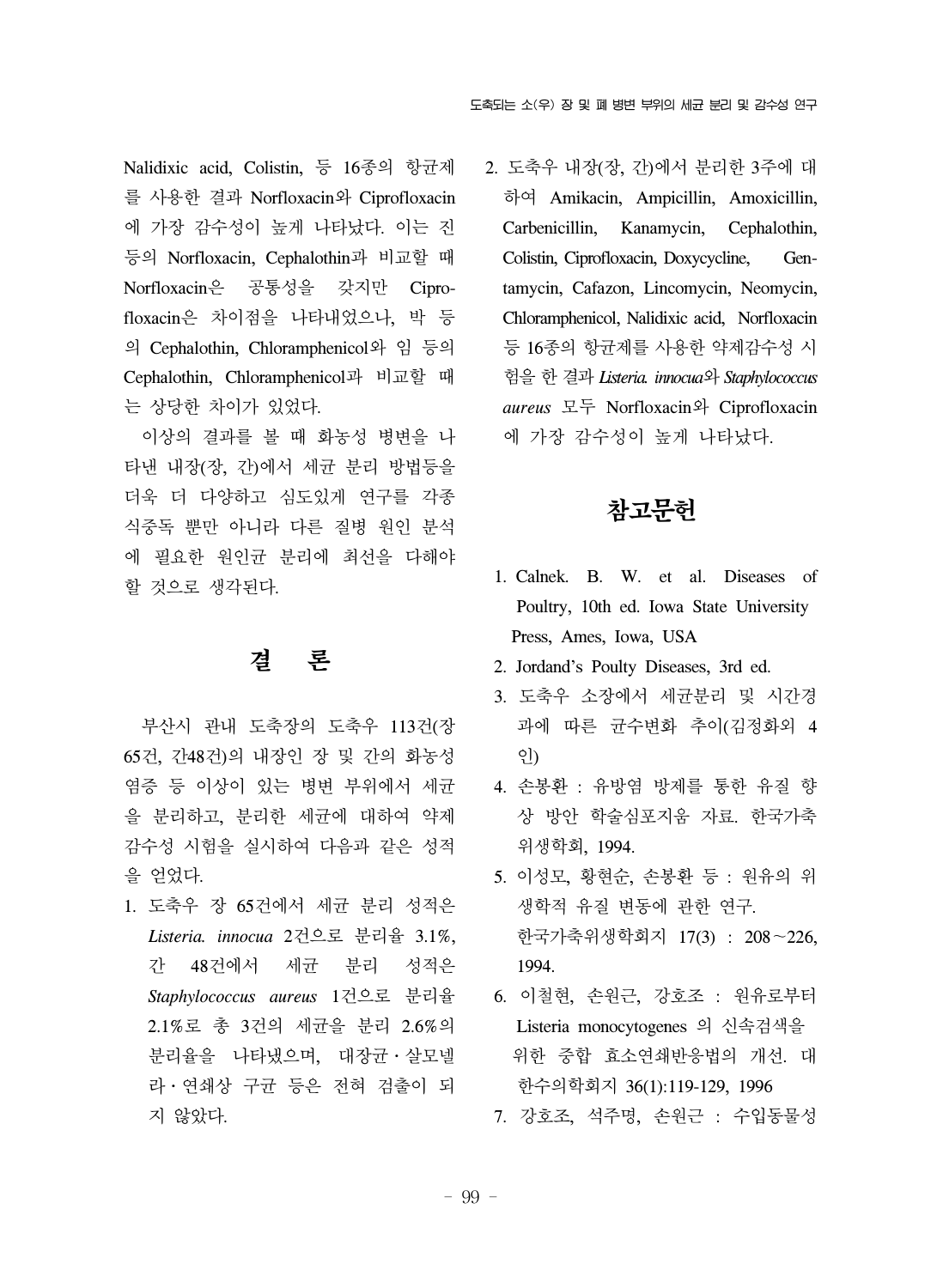Nalidixic acid, Colistin, 등 16종의 항균제를 사용한 결과 Norfloxacin와 Ciprofloxacin에 가장 감수성이 높게 나타났다. 이는 진 등의 Norfloxacin, Cephalothin과 비교할 때 Norfloxacin은 공통성을 갖지만 Ciprofloxacin은 차이점을 나타내었으나, 박 등의 Cephalothin, Chloramphenicol와 임 등의 Cephalothin, Chloramphenicol과 비교할 때는 상당한 차이가 있었다.

이상의 결과를 볼 때 화농성 병변을 나타낸 내장(장, 간)에서 세균 분리 방법등을 더욱 더 다양하고 심도있게 연구를 각종 식중독 뿐만 아니라 다른 질병 원인 분석에 필요한 원인균 분리에 최선을 다해야 할 것으로 생각된다.

## 결 론

부산시 관내 도축장의 도축우 113건(장 65건, 간48건)의 내장인 장 및 간의 화농성 염증 등 이상이 있는 병변 부위에서 세균을 분리하고, 분리한 세균에 대하여 약제 감수성 시험을 실시하여 다음과 같은 성적을 얻었다.

1. 도축우 장 65건에서 세균 분리 성적은 *Listeria. innocua* 2건으로 분리율 3.1%, 간 48건에서 세균 분리 성적은 *Staphylococcus aureus* 1건으로 분리율 2.1%로 총 3건의 세균을 분리 2.6%의 분리율을 나타냈으며, 대장균・살모넬라・연쇄상 구균 등은 전혀 검출이 되지 않았다.
2. 도축우 내장(장, 간)에서 분리한 3주에 대하여 Amikacin, Ampicillin, Amoxicillin, Carbenicillin, Kanamycin, Cephalothin, Colistin, Ciprofloxacin, Doxycycline, Gentamycin, Cafazon, Lincomycin, Neomycin, Chloramphenicol, Nalidixic acid, Norfloxacin 등 16종의 항균제를 사용한 약제감수성 시험을 한 결과 *Listeria. innocua*와 *Staphylococcus aureus* 모두 Norfloxacin와 Ciprofloxacin에 가장 감수성이 높게 나타났다.

## 참고문헌

1. Calnek. B. W. et al. Diseases of Poultry, 10th ed. Iowa State University Press, Ames, Iowa, USA
2. Jordand's Poulty Diseases, 3rd ed.
3. 도축우 소장에서 세균분리 및 시간경과에 따른 균수변화 추이(김정화외 4인)
4. 손봉환 : 유방염 방제를 통한 유질 향상 방안 학술심포지움 자료. 한국가축위생학회, 1994.
5. 이성모, 황현순, 손봉환 등 : 원유의 위생학적 유질 변동에 관한 연구. 한국가축위생학회지 17(3) : 208~226, 1994.
6. 이철현, 손원근, 강호조 : 원유로부터 Listeria monocytogenes 의 신속검색을 위한 중합 효소연쇄반응법의 개선. 대한수의학회지 36(1):119-129, 1996
7. 강호조, 석주명, 손원근 : 수입동물성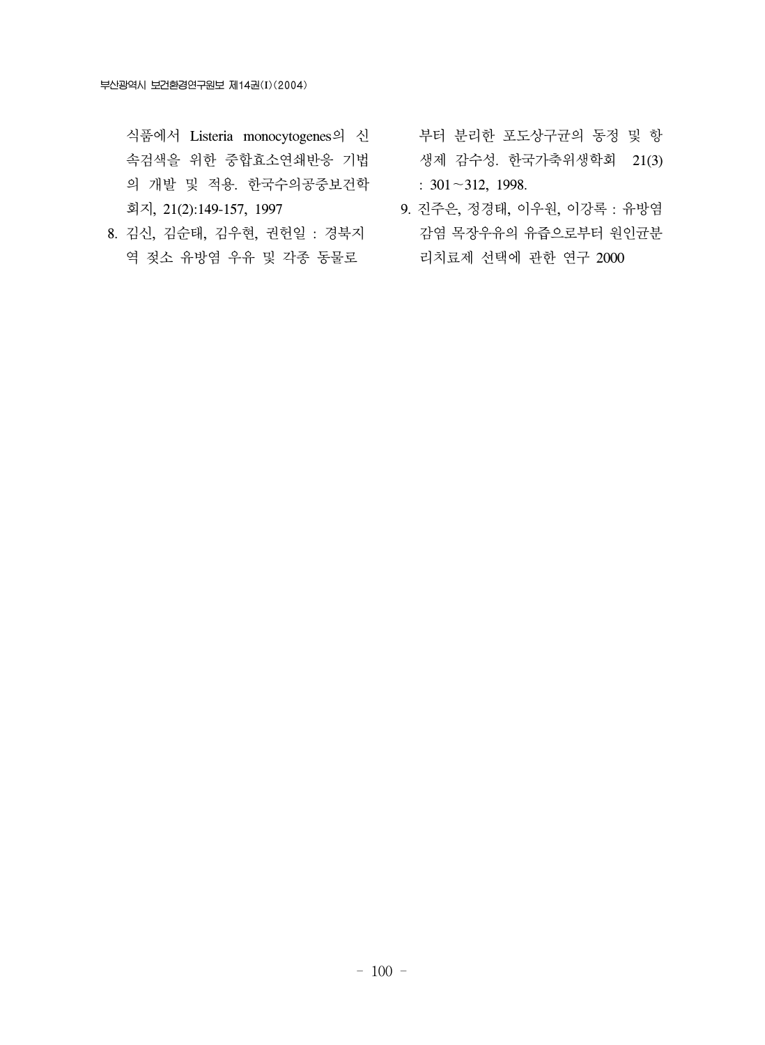식품에서 Listeria monocytogenes의 신속검색을 위한 중합효소연쇄반응 기법의 개발 및 적용. 한국수의공중보건학회지, 21(2):149-157, 1997

8. 김신, 김순태, 김우현, 권헌일 : 경북지역 젖소 유방염 우유 및 각종 동물로부터 분리한 포도상구균의 동정 및 항생제 감수성. 한국가축위생학회 21(3) : 301～312, 1998.
9. 진주은, 정경태, 이우원, 이강록 : 유방염 감염 목장우유의 유즙으로부터 원인균분리치료제 선택에 관한 연구 2000